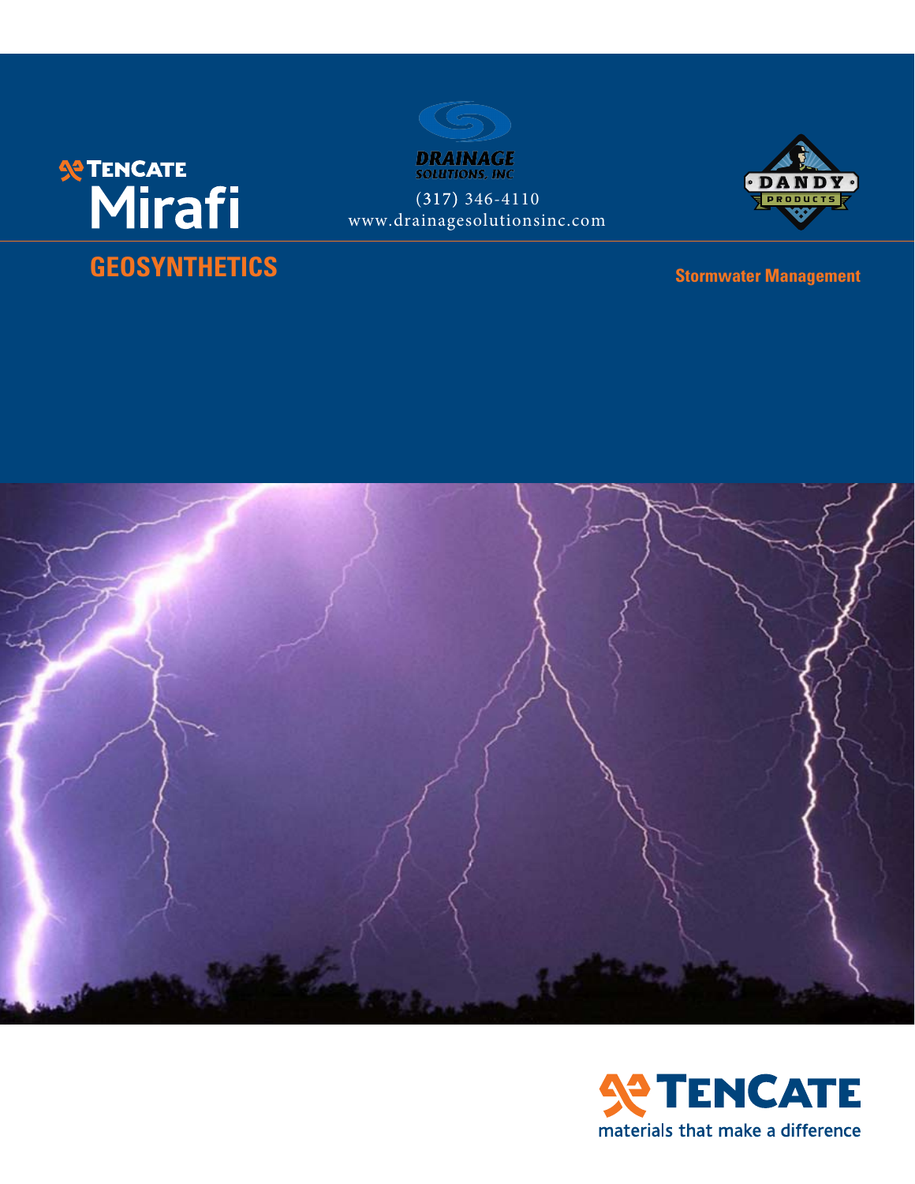TENCATE

# Mirafi

## GEOSYNTHETICS

DRAINAGE SOLUTIONS, INC

(317) 346-4110

www.drainagesolutionsinc.com

DANDY PRODUCTS

**Stormwater Management**

TENCATE

materials that make a difference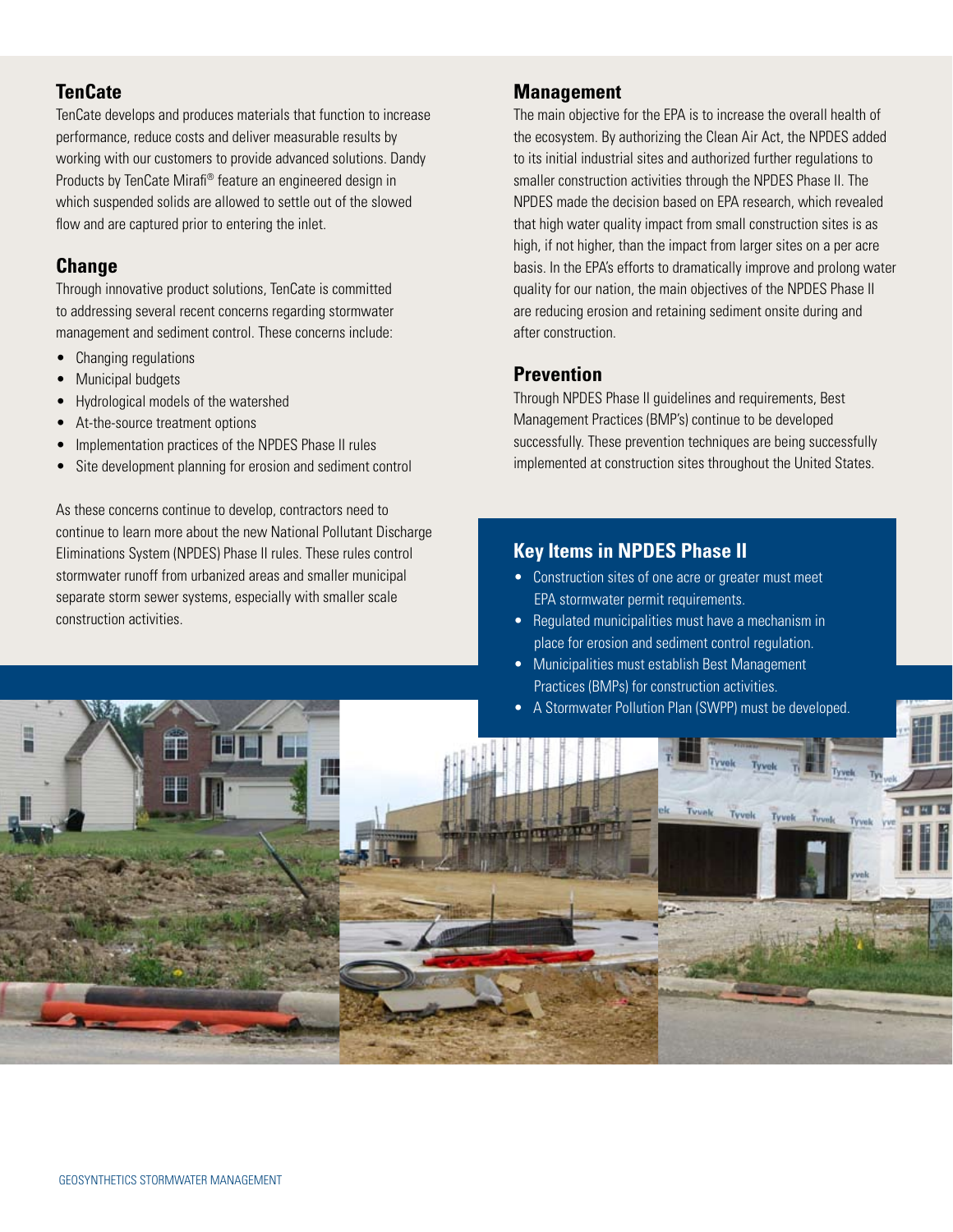## TenCate

TenCate develops and produces materials that function to increase performance, reduce costs and deliver measurable results by working with our customers to provide advanced solutions. Dandy Products by TenCate Mirafi® feature an engineered design in which suspended solids are allowed to settle out of the slowed flow and are captured prior to entering the inlet.

## Change

Through innovative product solutions, TenCate is committed to addressing several recent concerns regarding stormwater management and sediment control. These concerns include:

- Changing regulations
- Municipal budgets
- Hydrological models of the watershed
- At-the-source treatment options
- Implementation practices of the NPDES Phase II rules
- Site development planning for erosion and sediment control

As these concerns continue to develop, contractors need to continue to learn more about the new National Pollutant Discharge Eliminations System (NPDES) Phase II rules. These rules control stormwater runoff from urbanized areas and smaller municipal separate storm sewer systems, especially with smaller scale construction activities.

## Management

The main objective for the EPA is to increase the overall health of the ecosystem. By authorizing the Clean Air Act, the NPDES added to its initial industrial sites and authorized further regulations to smaller construction activities through the NPDES Phase II. The NPDES made the decision based on EPA research, which revealed that high water quality impact from small construction sites is as high, if not higher, than the impact from larger sites on a per acre basis. In the EPA's efforts to dramatically improve and prolong water quality for our nation, the main objectives of the NPDES Phase II are reducing erosion and retaining sediment onsite during and after construction.

## Prevention

Through NPDES Phase II guidelines and requirements, Best Management Practices (BMP's) continue to be developed successfully. These prevention techniques are being successfully implemented at construction sites throughout the United States.

## Key Items in NPDES Phase II

- Construction sites of one acre or greater must meet EPA stormwater permit requirements.
- Regulated municipalities must have a mechanism in place for erosion and sediment control regulation.
- Municipalities must establish Best Management Practices (BMPs) for construction activities.
- A Stormwater Pollution Plan (SWPP) must be developed.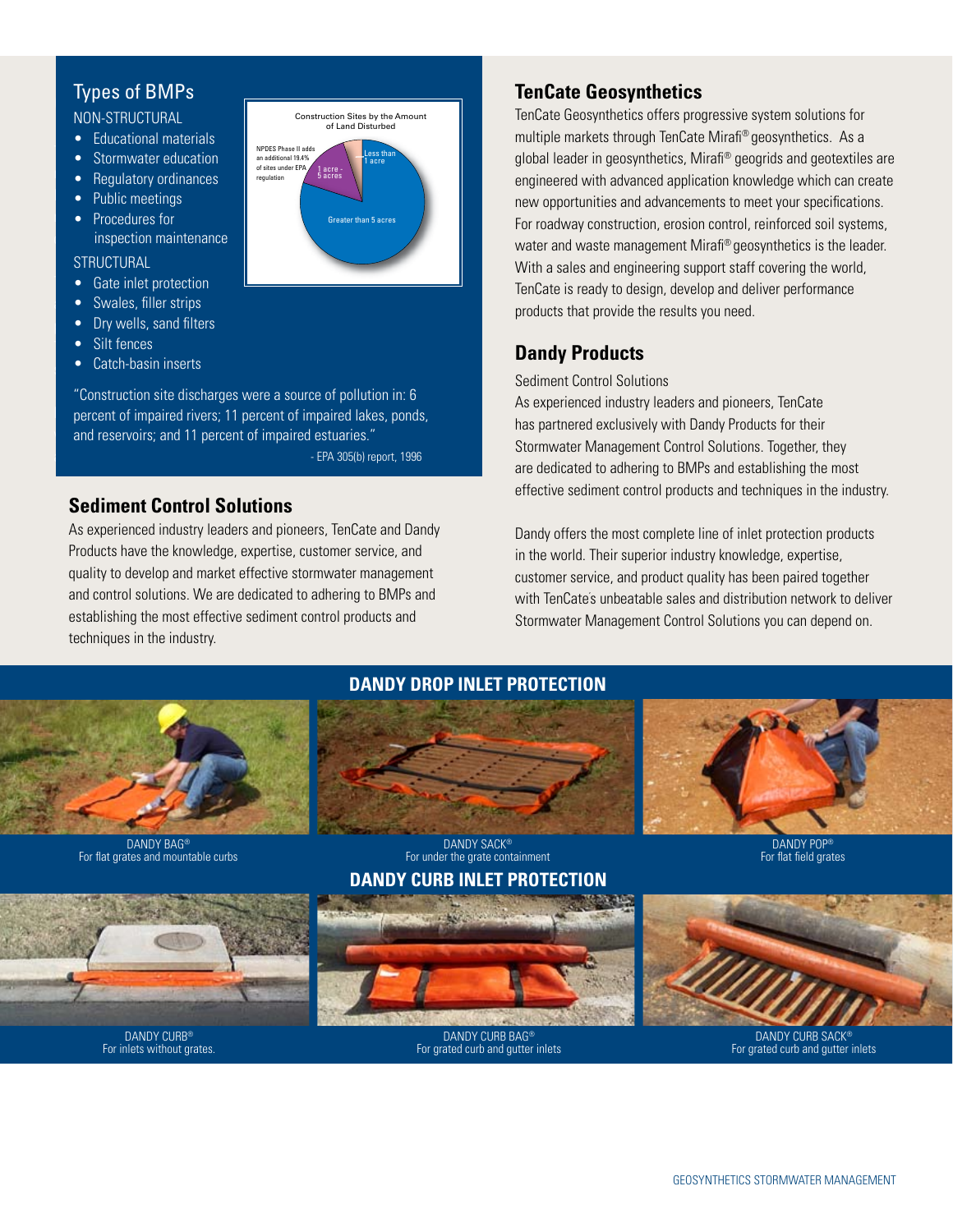## Types of BMPs

NON-STRUCTURAL

- Educational materials
- Stormwater education
- Regulatory ordinances
- Public meetings
- Procedures for inspection maintenance

STRUCTURAL

- Gate inlet protection
- Swales, filler strips
- Dry wells, sand filters
- Silt fences
- Catch-basin inserts

Construction Sites by the Amount of Land Disturbed

NPDES Phase II adds an additional 19.4% of sites under EPA regulation

Less than 1 acre

1 acre - 5 acres

Greater than 5 acres

"Construction site discharges were a source of pollution in: 6 percent of impaired rivers; 11 percent of impaired lakes, ponds, and reservoirs; and 11 percent of impaired estuaries."

- EPA 305(b) report, 1996

## Sediment Control Solutions

As experienced industry leaders and pioneers, TenCate and Dandy Products have the knowledge, expertise, customer service, and quality to develop and market effective stormwater management and control solutions. We are dedicated to adhering to BMPs and establishing the most effective sediment control products and techniques in the industry.

## TenCate Geosynthetics

TenCate Geosynthetics offers progressive system solutions for multiple markets through TenCate Mirafi® geosynthetics. As a global leader in geosynthetics, Mirafi® geogrids and geotextiles are engineered with advanced application knowledge which can create new opportunities and advancements to meet your specifications. For roadway construction, erosion control, reinforced soil systems, water and waste management Mirafi® geosynthetics is the leader. With a sales and engineering support staff covering the world, TenCate is ready to design, develop and deliver performance products that provide the results you need.

## Dandy Products

Sediment Control Solutions

As experienced industry leaders and pioneers, TenCate has partnered exclusively with Dandy Products for their Stormwater Management Control Solutions. Together, they are dedicated to adhering to BMPs and establishing the most effective sediment control products and techniques in the industry.

Dandy offers the most complete line of inlet protection products in the world. Their superior industry knowledge, expertise, customer service, and product quality has been paired together with TenCate's unbeatable sales and distribution network to deliver Stormwater Management Control Solutions you can depend on.

## DANDY DROP INLET PROTECTION

DANDY BAG®
For flat grates and mountable curbs

DANDY SACK®
For under the grate containment

DANDY POP®
For flat field grates

## DANDY CURB INLET PROTECTION

DANDY CURB®
For inlets without grates.

DANDY CURB BAG®
For grated curb and gutter inlets

DANDY CURB SACK®
For grated curb and gutter inlets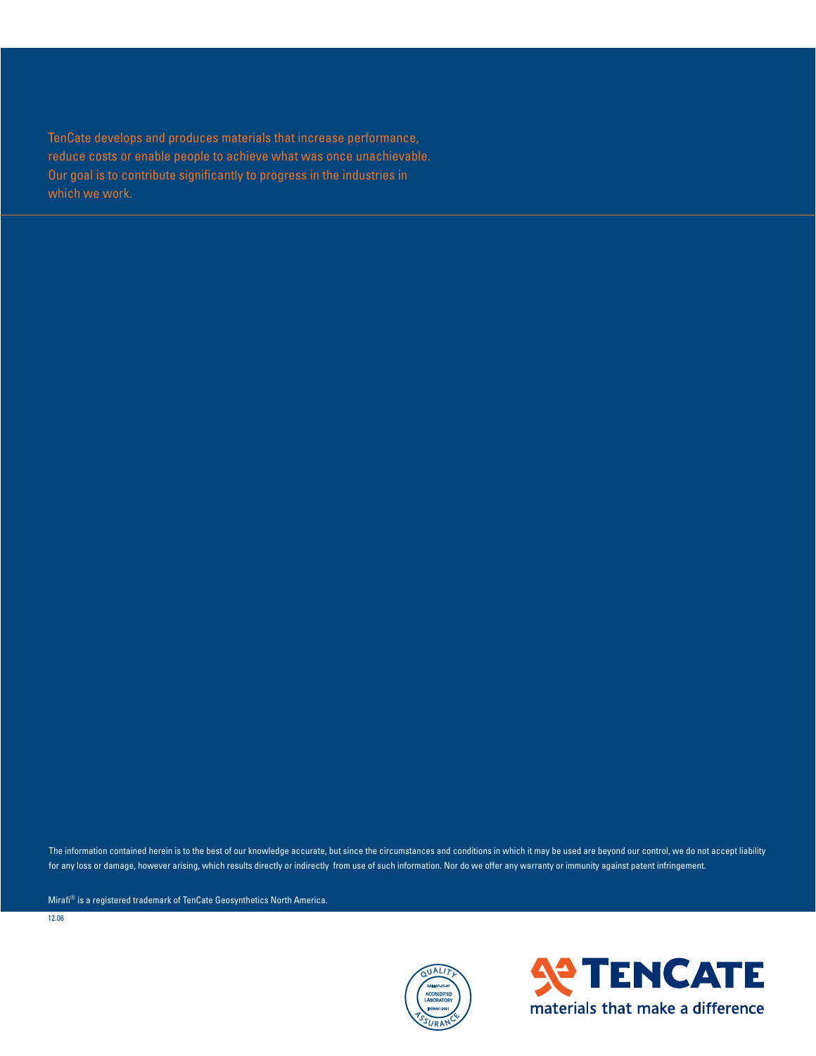TenCate develops and produces materials that increase performance, reduce costs or enable people to achieve what was once unachievable. Our goal is to contribute significantly to progress in the industries in which we work.

The information contained herein is to the best of our knowledge accurate, but since the circumstances and conditions in which it may be used are beyond our control, we do not accept liability for any loss or damage, however arising, which results directly or indirectly from use of such information. Nor do we offer any warranty or immunity against patent infringement.

Mirafi® is a registered trademark of TenCate Geosynthetics North America.

12.06

QUALITY ASSURANCE ACCREDITED LABORATORY

TENCATE

materials that make a difference